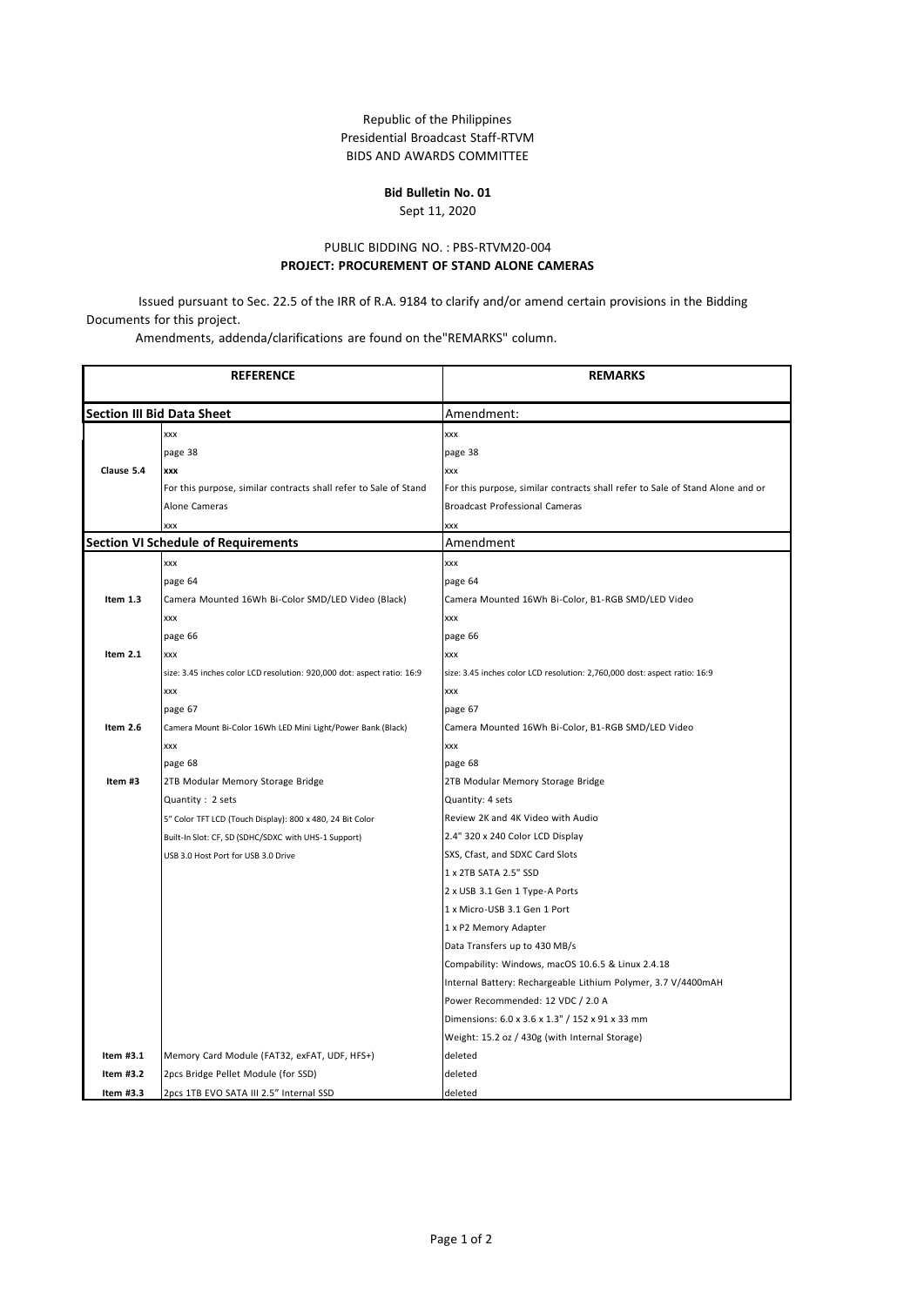Republic of the Philippines
Presidential Broadcast Staff-RTVM
BIDS AND AWARDS COMMITTEE

**Bid Bulletin No. 01**

Sept 11, 2020

PUBLIC BIDDING NO. : PBS-RTVM20-004

**PROJECT: PROCUREMENT OF STAND ALONE CAMERAS**

Issued pursuant to Sec. 22.5 of the IRR of R.A. 9184 to clarify and/or amend certain provisions in the Bidding Documents for this project.

Amendments, addenda/clarifications are found on the"REMARKS" column.

| REFERENCE | | REMARKS |
|---|---|---|
| **Section III Bid Data Sheet** | | Amendment: |
| | xxx | xxx |
| | page 38 | page 38 |
| **Clause 5.4** | xxx | xxx |
| | For this purpose, similar contracts shall refer to Sale of Stand Alone Cameras | For this purpose, similar contracts shall refer to Sale of Stand Alone and or Broadcast Professional Cameras |
| | xxx | xxx |
| **Section VI Schedule of Requirements** | | Amendment |
| | xxx | xxx |
| | page 64 | page 64 |
| **Item 1.3** | Camera Mounted 16Wh Bi-Color SMD/LED Video (Black) | Camera Mounted 16Wh Bi-Color, B1-RGB SMD/LED Video |
| | xxx | xxx |
| | page 66 | page 66 |
| **Item 2.1** | xxx | xxx |
| | size: 3.45 inches color LCD resolution: 920,000 dot: aspect ratio: 16:9 | size: 3.45 inches color LCD resolution: 2,760,000 dost: aspect ratio: 16:9 |
| | xxx | xxx |
| | page 67 | page 67 |
| **Item 2.6** | Camera Mount Bi-Color 16Wh LED Mini Light/Power Bank (Black) | Camera Mounted 16Wh Bi-Color, B1-RGB SMD/LED Video |
| | xxx | xxx |
| | page 68 | page 68 |
| **Item #3** | 2TB Modular Memory Storage Bridge | 2TB Modular Memory Storage Bridge |
| | Quantity : 2 sets | Quantity: 4 sets |
| | 5" Color TFT LCD (Touch Display): 800 x 480, 24 Bit Color | Review 2K and 4K Video with Audio |
| | Built-In Slot: CF, SD (SDHC/SDXC with UHS-1 Support) | 2.4" 320 x 240 Color LCD Display |
| | USB 3.0 Host Port for USB 3.0 Drive | SXS, Cfast, and SDXC Card Slots |
| | | 1 x 2TB SATA 2.5" SSD |
| | | 2 x USB 3.1 Gen 1 Type-A Ports |
| | | 1 x Micro-USB 3.1 Gen 1 Port |
| | | 1 x P2 Memory Adapter |
| | | Data Transfers up to 430 MB/s |
| | | Compability: Windows, macOS 10.6.5 & Linux 2.4.18 |
| | | Internal Battery: Rechargeable Lithium Polymer, 3.7 V/4400mAH |
| | | Power Recommended: 12 VDC / 2.0 A |
| | | Dimensions: 6.0 x 3.6 x 1.3" / 152 x 91 x 33 mm |
| | | Weight: 15.2 oz / 430g (with Internal Storage) |
| **Item #3.1** | Memory Card Module (FAT32, exFAT, UDF, HFS+) | deleted |
| **Item #3.2** | 2pcs Bridge Pellet Module (for SSD) | deleted |
| **Item #3.3** | 2pcs 1TB EVO SATA III 2.5" Internal SSD | deleted |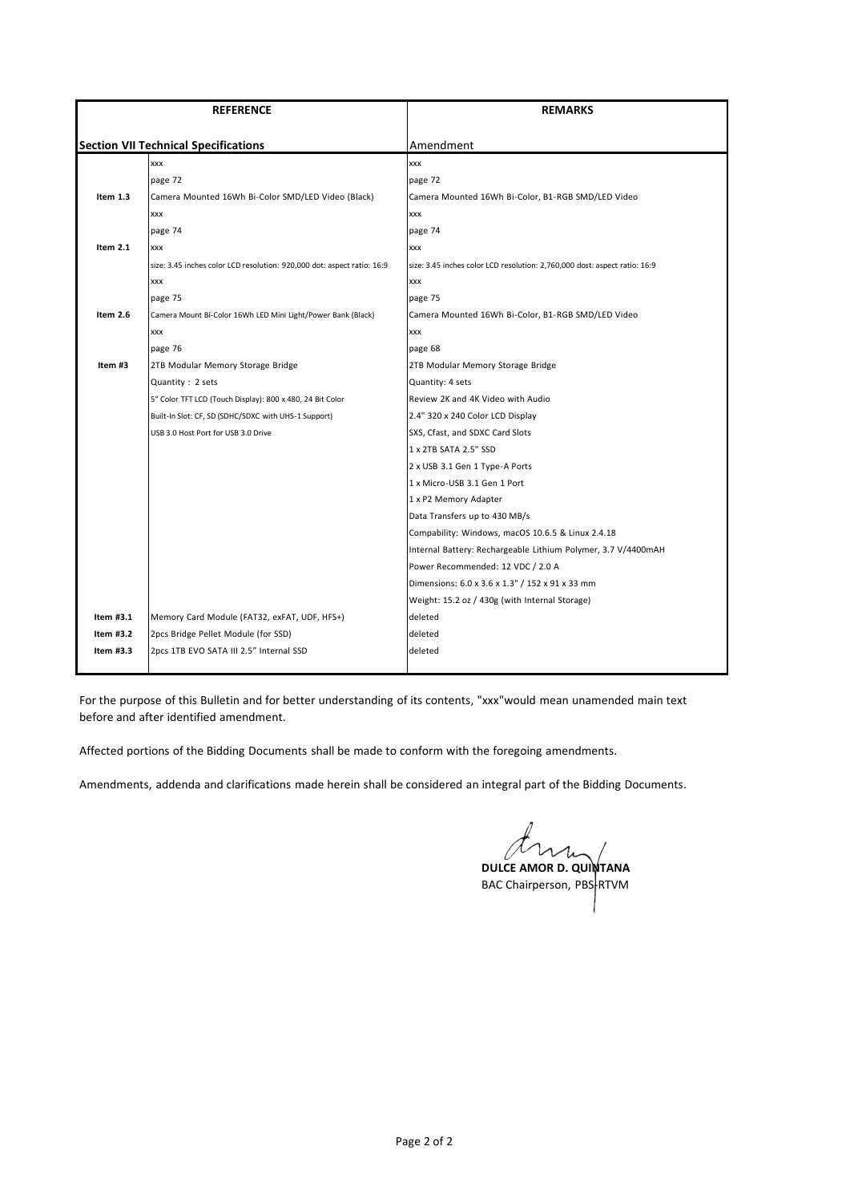| REFERENCE | | REMARKS |
|---|---|---|
| **Section VII Technical Specifications** | | Amendment |
| | xxx | xxx |
| | page 72 | page 72 |
| **Item 1.3** | Camera Mounted 16Wh Bi-Color SMD/LED Video (Black) | Camera Mounted 16Wh Bi-Color, B1-RGB SMD/LED Video |
| | xxx | xxx |
| | page 74 | page 74 |
| **Item 2.1** | xxx | xxx |
| | size: 3.45 inches color LCD resolution: 920,000 dot: aspect ratio: 16:9 | size: 3.45 inches color LCD resolution: 2,760,000 dost: aspect ratio: 16:9 |
| | xxx | xxx |
| | page 75 | page 75 |
| **Item 2.6** | Camera Mount Bi-Color 16Wh LED Mini Light/Power Bank (Black) | Camera Mounted 16Wh Bi-Color, B1-RGB SMD/LED Video |
| | xxx | xxx |
| | page 76 | page 68 |
| **Item #3** | 2TB Modular Memory Storage Bridge | 2TB Modular Memory Storage Bridge |
| | Quantity : 2 sets | Quantity: 4 sets |
| | 5" Color TFT LCD (Touch Display): 800 x 480, 24 Bit Color | Review 2K and 4K Video with Audio |
| | Built-In Slot: CF, SD (SDHC/SDXC with UHS-1 Support) | 2.4" 320 x 240 Color LCD Display |
| | USB 3.0 Host Port for USB 3.0 Drive | SXS, Cfast, and SDXC Card Slots |
| | | 1 x 2TB SATA 2.5" SSD |
| | | 2 x USB 3.1 Gen 1 Type-A Ports |
| | | 1 x Micro-USB 3.1 Gen 1 Port |
| | | 1 x P2 Memory Adapter |
| | | Data Transfers up to 430 MB/s |
| | | Compability: Windows, macOS 10.6.5 & Linux 2.4.18 |
| | | Internal Battery: Rechargeable Lithium Polymer, 3.7 V/4400mAH |
| | | Power Recommended: 12 VDC / 2.0 A |
| | | Dimensions: 6.0 x 3.6 x 1.3" / 152 x 91 x 33 mm |
| | | Weight: 15.2 oz / 430g (with Internal Storage) |
| **Item #3.1** | Memory Card Module (FAT32, exFAT, UDF, HFS+) | deleted |
| **Item #3.2** | 2pcs Bridge Pellet Module (for SSD) | deleted |
| **Item #3.3** | 2pcs 1TB EVO SATA III 2.5" Internal SSD | deleted |

For the purpose of this Bulletin and for better understanding of its contents, "xxx"would mean unamended main text before and after identified amendment.

Affected portions of the Bidding Documents shall be made to conform with the foregoing amendments.

Amendments, addenda and clarifications made herein shall be considered an integral part of the Bidding Documents.

**DULCE AMOR D. QUINTANA**
BAC Chairperson, PBS-RTVM